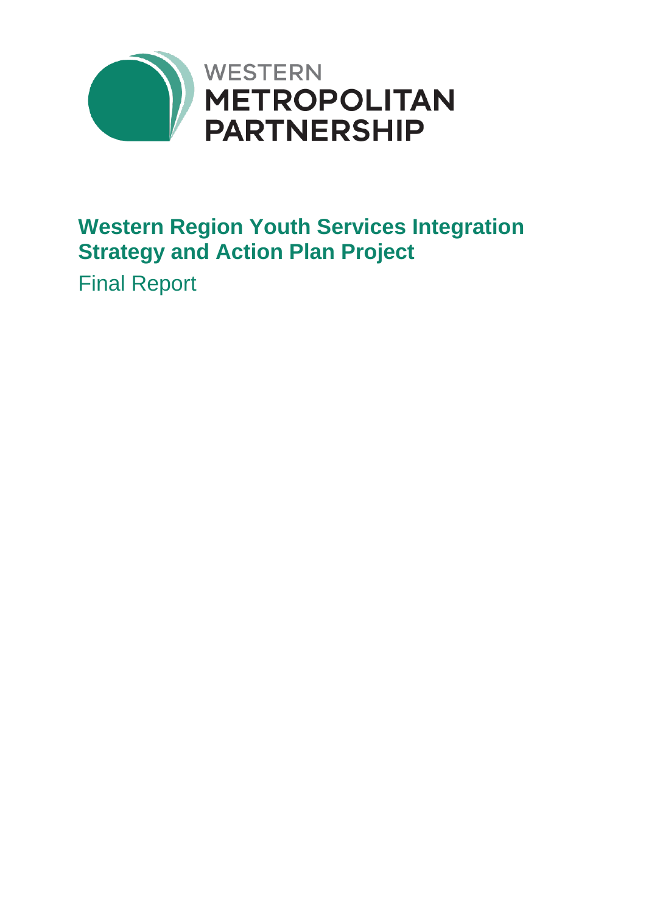WESTERN
METROPOLITAN
PARTNERSHIP

# Western Region Youth Services Integration Strategy and Action Plan Project

## Final Report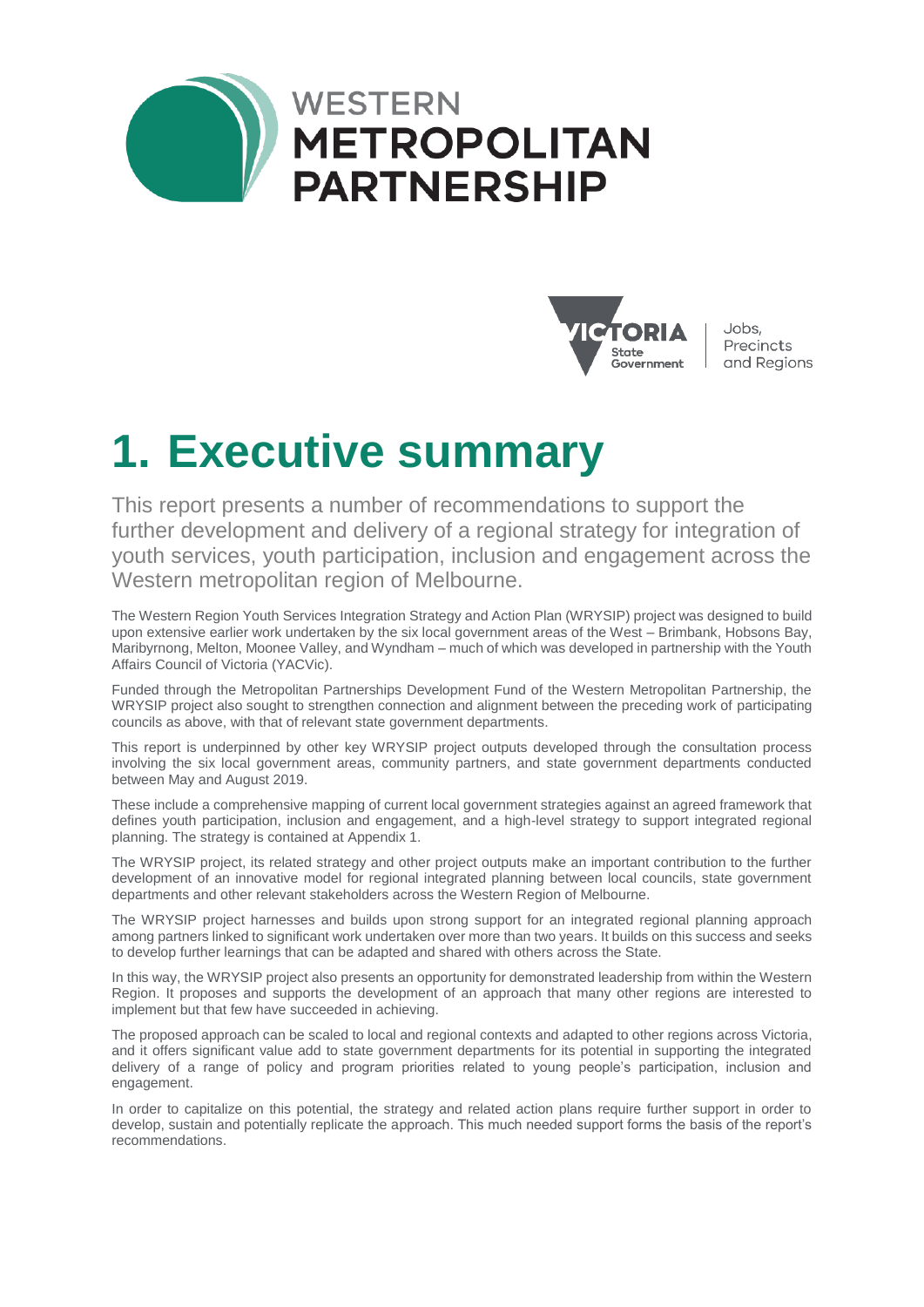# 1. Executive summary

This report presents a number of recommendations to support the further development and delivery of a regional strategy for integration of youth services, youth participation, inclusion and engagement across the Western metropolitan region of Melbourne.

The Western Region Youth Services Integration Strategy and Action Plan (WRYSIP) project was designed to build upon extensive earlier work undertaken by the six local government areas of the West – Brimbank, Hobsons Bay, Maribyrnong, Melton, Moonee Valley, and Wyndham – much of which was developed in partnership with the Youth Affairs Council of Victoria (YACVic).

Funded through the Metropolitan Partnerships Development Fund of the Western Metropolitan Partnership, the WRYSIP project also sought to strengthen connection and alignment between the preceding work of participating councils as above, with that of relevant state government departments.

This report is underpinned by other key WRYSIP project outputs developed through the consultation process involving the six local government areas, community partners, and state government departments conducted between May and August 2019.

These include a comprehensive mapping of current local government strategies against an agreed framework that defines youth participation, inclusion and engagement, and a high-level strategy to support integrated regional planning. The strategy is contained at Appendix 1.

The WRYSIP project, its related strategy and other project outputs make an important contribution to the further development of an innovative model for regional integrated planning between local councils, state government departments and other relevant stakeholders across the Western Region of Melbourne.

The WRYSIP project harnesses and builds upon strong support for an integrated regional planning approach among partners linked to significant work undertaken over more than two years. It builds on this success and seeks to develop further learnings that can be adapted and shared with others across the State.

In this way, the WRYSIP project also presents an opportunity for demonstrated leadership from within the Western Region. It proposes and supports the development of an approach that many other regions are interested to implement but that few have succeeded in achieving.

The proposed approach can be scaled to local and regional contexts and adapted to other regions across Victoria, and it offers significant value add to state government departments for its potential in supporting the integrated delivery of a range of policy and program priorities related to young people's participation, inclusion and engagement.

In order to capitalize on this potential, the strategy and related action plans require further support in order to develop, sustain and potentially replicate the approach. This much needed support forms the basis of the report's recommendations.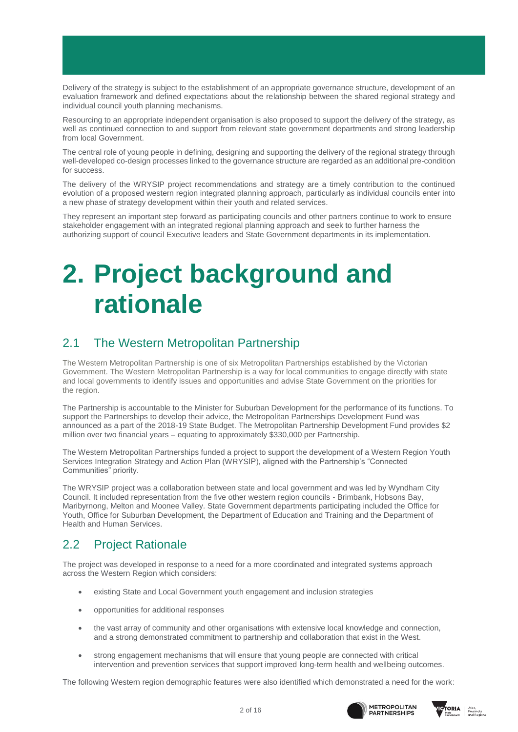Delivery of the strategy is subject to the establishment of an appropriate governance structure, development of an evaluation framework and defined expectations about the relationship between the shared regional strategy and individual council youth planning mechanisms.

Resourcing to an appropriate independent organisation is also proposed to support the delivery of the strategy, as well as continued connection to and support from relevant state government departments and strong leadership from local Government.

The central role of young people in defining, designing and supporting the delivery of the regional strategy through well-developed co-design processes linked to the governance structure are regarded as an additional pre-condition for success.

The delivery of the WRYSIP project recommendations and strategy are a timely contribution to the continued evolution of a proposed western region integrated planning approach, particularly as individual councils enter into a new phase of strategy development within their youth and related services.

They represent an important step forward as participating councils and other partners continue to work to ensure stakeholder engagement with an integrated regional planning approach and seek to further harness the authorizing support of council Executive leaders and State Government departments in its implementation.

# 2. Project background and rationale

## 2.1 The Western Metropolitan Partnership

The Western Metropolitan Partnership is one of six Metropolitan Partnerships established by the Victorian Government. The Western Metropolitan Partnership is a way for local communities to engage directly with state and local governments to identify issues and opportunities and advise State Government on the priorities for the region.

The Partnership is accountable to the Minister for Suburban Development for the performance of its functions. To support the Partnerships to develop their advice, the Metropolitan Partnerships Development Fund was announced as a part of the 2018-19 State Budget. The Metropolitan Partnership Development Fund provides $2 million over two financial years – equating to approximately $330,000 per Partnership.

The Western Metropolitan Partnerships funded a project to support the development of a Western Region Youth Services Integration Strategy and Action Plan (WRYSIP), aligned with the Partnership's "Connected Communities" priority.

The WRYSIP project was a collaboration between state and local government and was led by Wyndham City Council. It included representation from the five other western region councils - Brimbank, Hobsons Bay, Maribyrnong, Melton and Moonee Valley. State Government departments participating included the Office for Youth, Office for Suburban Development, the Department of Education and Training and the Department of Health and Human Services.

## 2.2 Project Rationale

The project was developed in response to a need for a more coordinated and integrated systems approach across the Western Region which considers:

- existing State and Local Government youth engagement and inclusion strategies
- opportunities for additional responses
- the vast array of community and other organisations with extensive local knowledge and connection, and a strong demonstrated commitment to partnership and collaboration that exist in the West.
- strong engagement mechanisms that will ensure that young people are connected with critical intervention and prevention services that support improved long-term health and wellbeing outcomes.

The following Western region demographic features were also identified which demonstrated a need for the work: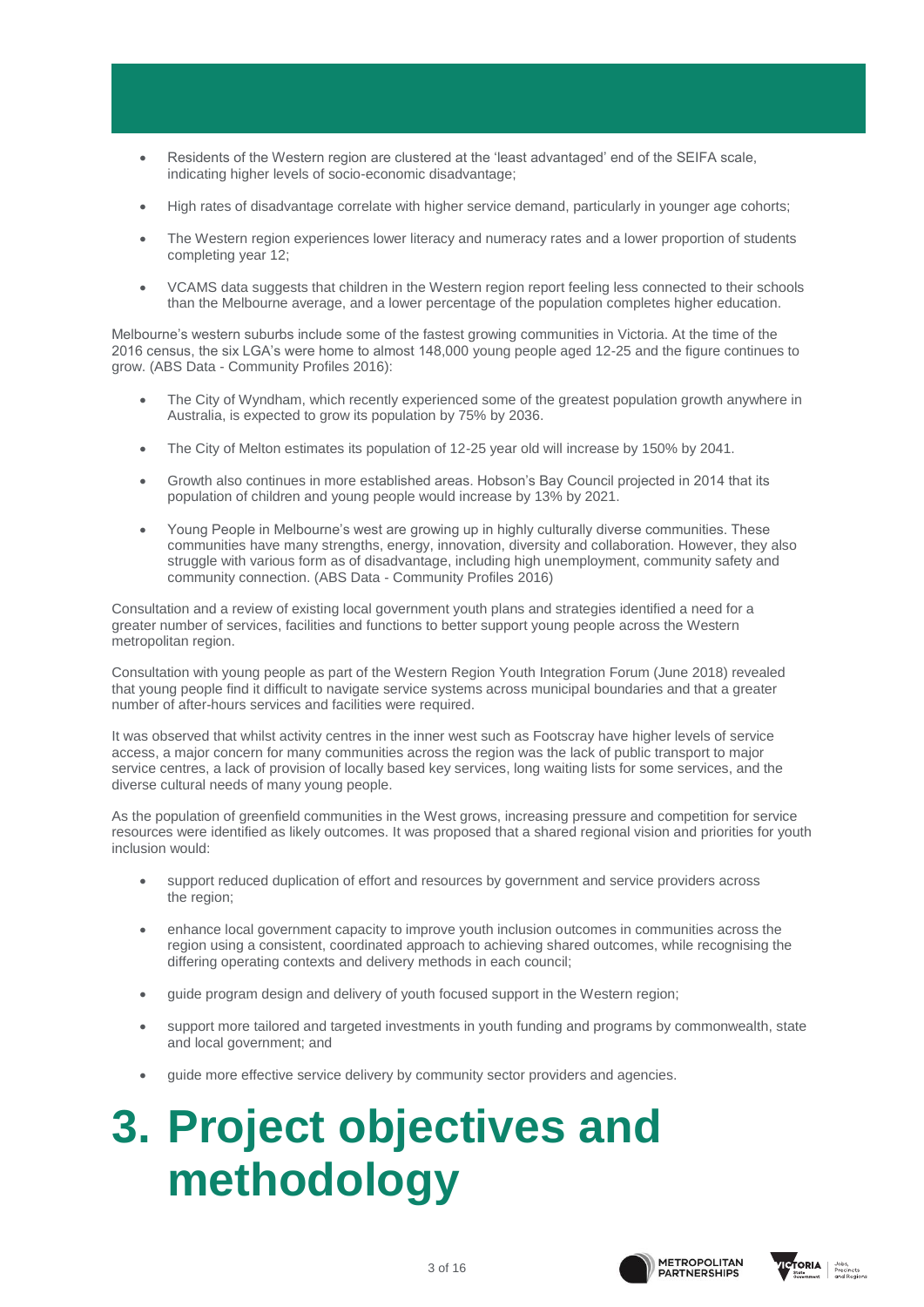- Residents of the Western region are clustered at the 'least advantaged' end of the SEIFA scale, indicating higher levels of socio-economic disadvantage;
- High rates of disadvantage correlate with higher service demand, particularly in younger age cohorts;
- The Western region experiences lower literacy and numeracy rates and a lower proportion of students completing year 12;
- VCAMS data suggests that children in the Western region report feeling less connected to their schools than the Melbourne average, and a lower percentage of the population completes higher education.

Melbourne's western suburbs include some of the fastest growing communities in Victoria. At the time of the 2016 census, the six LGA's were home to almost 148,000 young people aged 12-25 and the figure continues to grow. (ABS Data - Community Profiles 2016):

- The City of Wyndham, which recently experienced some of the greatest population growth anywhere in Australia, is expected to grow its population by 75% by 2036.
- The City of Melton estimates its population of 12-25 year old will increase by 150% by 2041.
- Growth also continues in more established areas. Hobson's Bay Council projected in 2014 that its population of children and young people would increase by 13% by 2021.
- Young People in Melbourne's west are growing up in highly culturally diverse communities. These communities have many strengths, energy, innovation, diversity and collaboration. However, they also struggle with various form as of disadvantage, including high unemployment, community safety and community connection. (ABS Data - Community Profiles 2016)

Consultation and a review of existing local government youth plans and strategies identified a need for a greater number of services, facilities and functions to better support young people across the Western metropolitan region.

Consultation with young people as part of the Western Region Youth Integration Forum (June 2018) revealed that young people find it difficult to navigate service systems across municipal boundaries and that a greater number of after-hours services and facilities were required.

It was observed that whilst activity centres in the inner west such as Footscray have higher levels of service access, a major concern for many communities across the region was the lack of public transport to major service centres, a lack of provision of locally based key services, long waiting lists for some services, and the diverse cultural needs of many young people.

As the population of greenfield communities in the West grows, increasing pressure and competition for service resources were identified as likely outcomes. It was proposed that a shared regional vision and priorities for youth inclusion would:

- support reduced duplication of effort and resources by government and service providers across the region;
- enhance local government capacity to improve youth inclusion outcomes in communities across the region using a consistent, coordinated approach to achieving shared outcomes, while recognising the differing operating contexts and delivery methods in each council;
- guide program design and delivery of youth focused support in the Western region;
- support more tailored and targeted investments in youth funding and programs by commonwealth, state and local government; and
- guide more effective service delivery by community sector providers and agencies.

# 3. Project objectives and methodology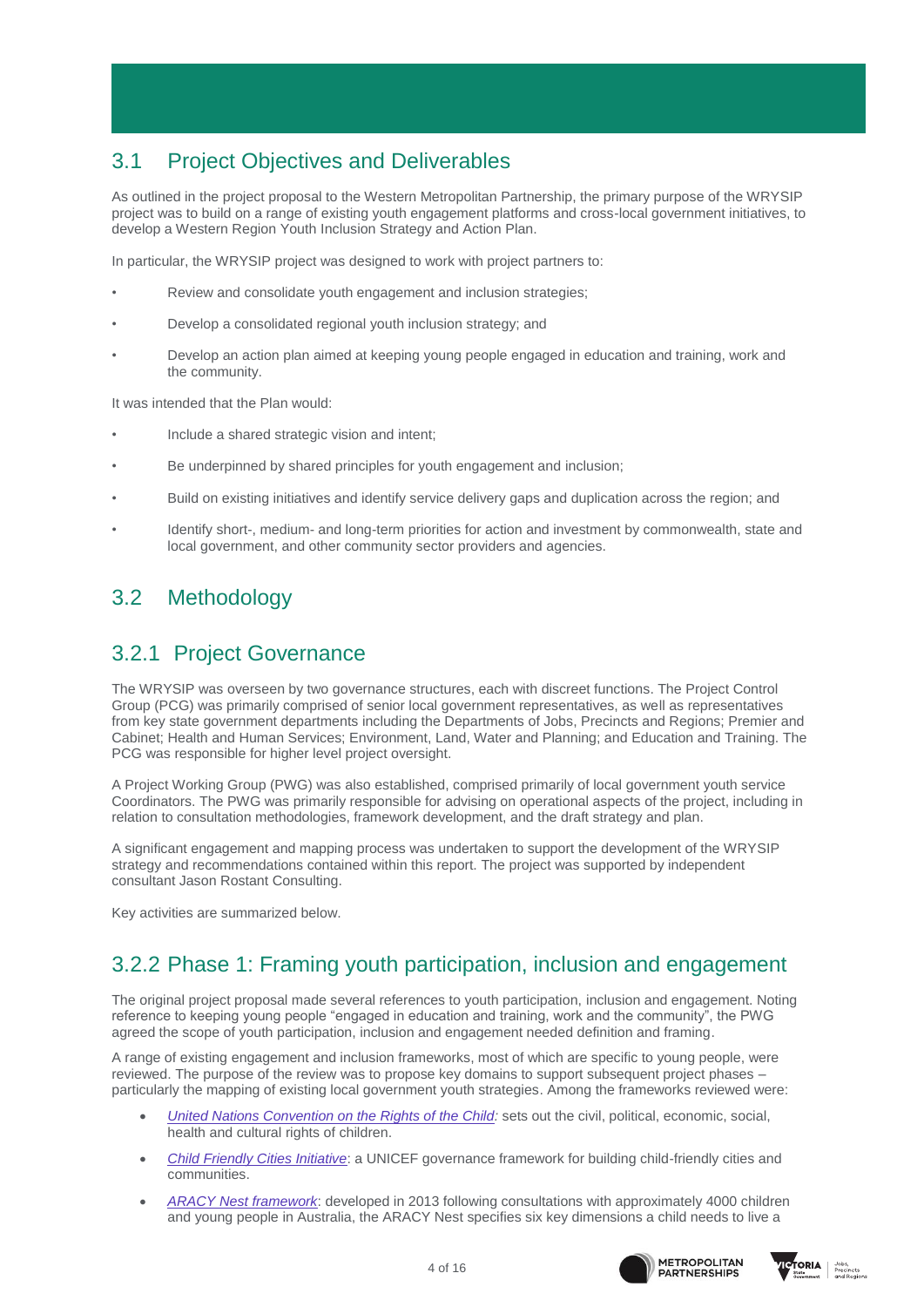## 3.1 Project Objectives and Deliverables

As outlined in the project proposal to the Western Metropolitan Partnership, the primary purpose of the WRYSIP project was to build on a range of existing youth engagement platforms and cross-local government initiatives, to develop a Western Region Youth Inclusion Strategy and Action Plan.

In particular, the WRYSIP project was designed to work with project partners to:

- Review and consolidate youth engagement and inclusion strategies;
- Develop a consolidated regional youth inclusion strategy; and
- Develop an action plan aimed at keeping young people engaged in education and training, work and the community.

It was intended that the Plan would:

- Include a shared strategic vision and intent;
- Be underpinned by shared principles for youth engagement and inclusion;
- Build on existing initiatives and identify service delivery gaps and duplication across the region; and
- Identify short-, medium- and long-term priorities for action and investment by commonwealth, state and local government, and other community sector providers and agencies.

## 3.2 Methodology

### 3.2.1 Project Governance

The WRYSIP was overseen by two governance structures, each with discreet functions. The Project Control Group (PCG) was primarily comprised of senior local government representatives, as well as representatives from key state government departments including the Departments of Jobs, Precincts and Regions; Premier and Cabinet; Health and Human Services; Environment, Land, Water and Planning; and Education and Training. The PCG was responsible for higher level project oversight.

A Project Working Group (PWG) was also established, comprised primarily of local government youth service Coordinators. The PWG was primarily responsible for advising on operational aspects of the project, including in relation to consultation methodologies, framework development, and the draft strategy and plan.

A significant engagement and mapping process was undertaken to support the development of the WRYSIP strategy and recommendations contained within this report. The project was supported by independent consultant Jason Rostant Consulting.

Key activities are summarized below.

### 3.2.2 Phase 1: Framing youth participation, inclusion and engagement

The original project proposal made several references to youth participation, inclusion and engagement. Noting reference to keeping young people "engaged in education and training, work and the community", the PWG agreed the scope of youth participation, inclusion and engagement needed definition and framing.

A range of existing engagement and inclusion frameworks, most of which are specific to young people, were reviewed. The purpose of the review was to propose key domains to support subsequent project phases – particularly the mapping of existing local government youth strategies. Among the frameworks reviewed were:

- *United Nations Convention on the Rights of the Child:* sets out the civil, political, economic, social, health and cultural rights of children.
- *Child Friendly Cities Initiative*: a UNICEF governance framework for building child-friendly cities and communities.
- *ARACY Nest framework*: developed in 2013 following consultations with approximately 4000 children and young people in Australia, the ARACY Nest specifies six key dimensions a child needs to live a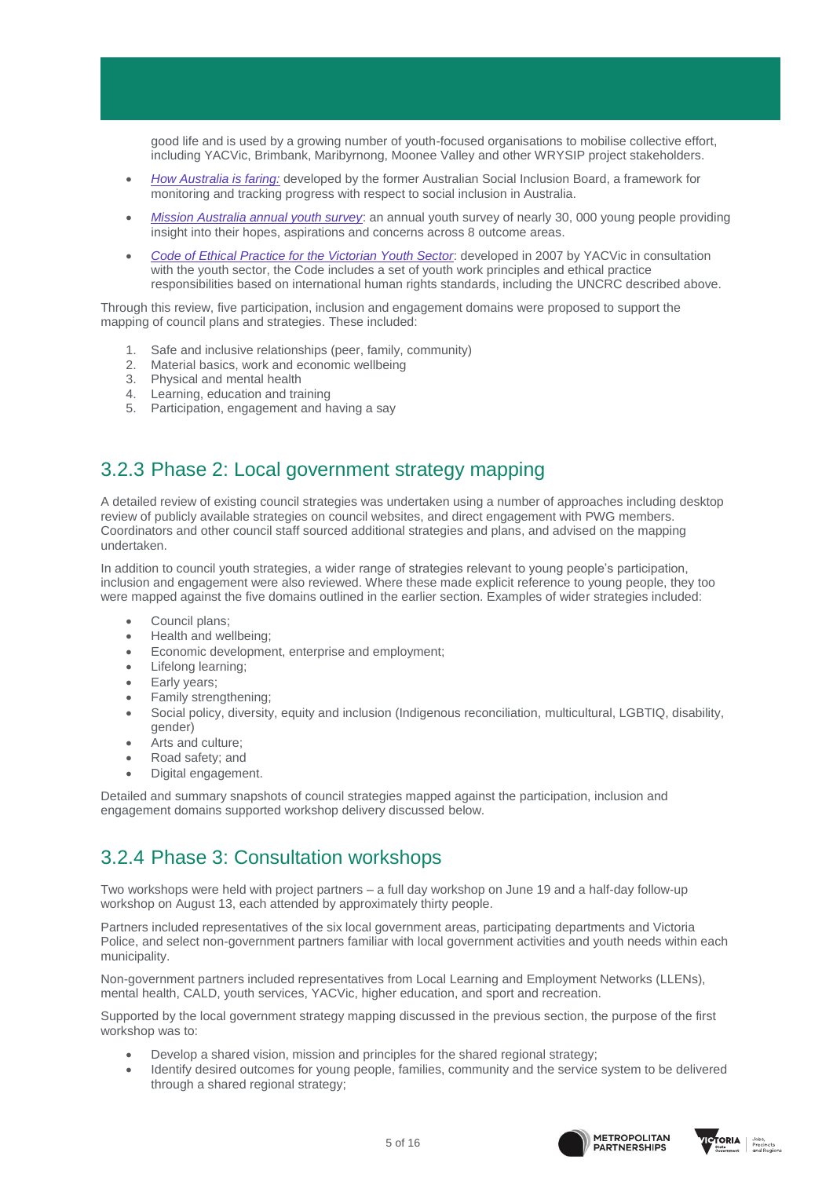good life and is used by a growing number of youth-focused organisations to mobilise collective effort, including YACVic, Brimbank, Maribyrnong, Moonee Valley and other WRYSIP project stakeholders.

- *How Australia is faring:* developed by the former Australian Social Inclusion Board, a framework for monitoring and tracking progress with respect to social inclusion in Australia.
- *Mission Australia annual youth survey*: an annual youth survey of nearly 30, 000 young people providing insight into their hopes, aspirations and concerns across 8 outcome areas.
- *Code of Ethical Practice for the Victorian Youth Sector*: developed in 2007 by YACVic in consultation with the youth sector, the Code includes a set of youth work principles and ethical practice responsibilities based on international human rights standards, including the UNCRC described above.

Through this review, five participation, inclusion and engagement domains were proposed to support the mapping of council plans and strategies. These included:

1. Safe and inclusive relationships (peer, family, community)
2. Material basics, work and economic wellbeing
3. Physical and mental health
4. Learning, education and training
5. Participation, engagement and having a say

## 3.2.3 Phase 2: Local government strategy mapping

A detailed review of existing council strategies was undertaken using a number of approaches including desktop review of publicly available strategies on council websites, and direct engagement with PWG members. Coordinators and other council staff sourced additional strategies and plans, and advised on the mapping undertaken.

In addition to council youth strategies, a wider range of strategies relevant to young people's participation, inclusion and engagement were also reviewed. Where these made explicit reference to young people, they too were mapped against the five domains outlined in the earlier section. Examples of wider strategies included:

- Council plans;
- Health and wellbeing;
- Economic development, enterprise and employment;
- Lifelong learning;
- Early years;
- Family strengthening;
- Social policy, diversity, equity and inclusion (Indigenous reconciliation, multicultural, LGBTIQ, disability, gender)
- Arts and culture;
- Road safety; and
- Digital engagement.

Detailed and summary snapshots of council strategies mapped against the participation, inclusion and engagement domains supported workshop delivery discussed below.

## 3.2.4 Phase 3: Consultation workshops

Two workshops were held with project partners – a full day workshop on June 19 and a half-day follow-up workshop on August 13, each attended by approximately thirty people.

Partners included representatives of the six local government areas, participating departments and Victoria Police, and select non-government partners familiar with local government activities and youth needs within each municipality.

Non-government partners included representatives from Local Learning and Employment Networks (LLENs), mental health, CALD, youth services, YACVic, higher education, and sport and recreation.

Supported by the local government strategy mapping discussed in the previous section, the purpose of the first workshop was to:

- Develop a shared vision, mission and principles for the shared regional strategy;
- Identify desired outcomes for young people, families, community and the service system to be delivered through a shared regional strategy;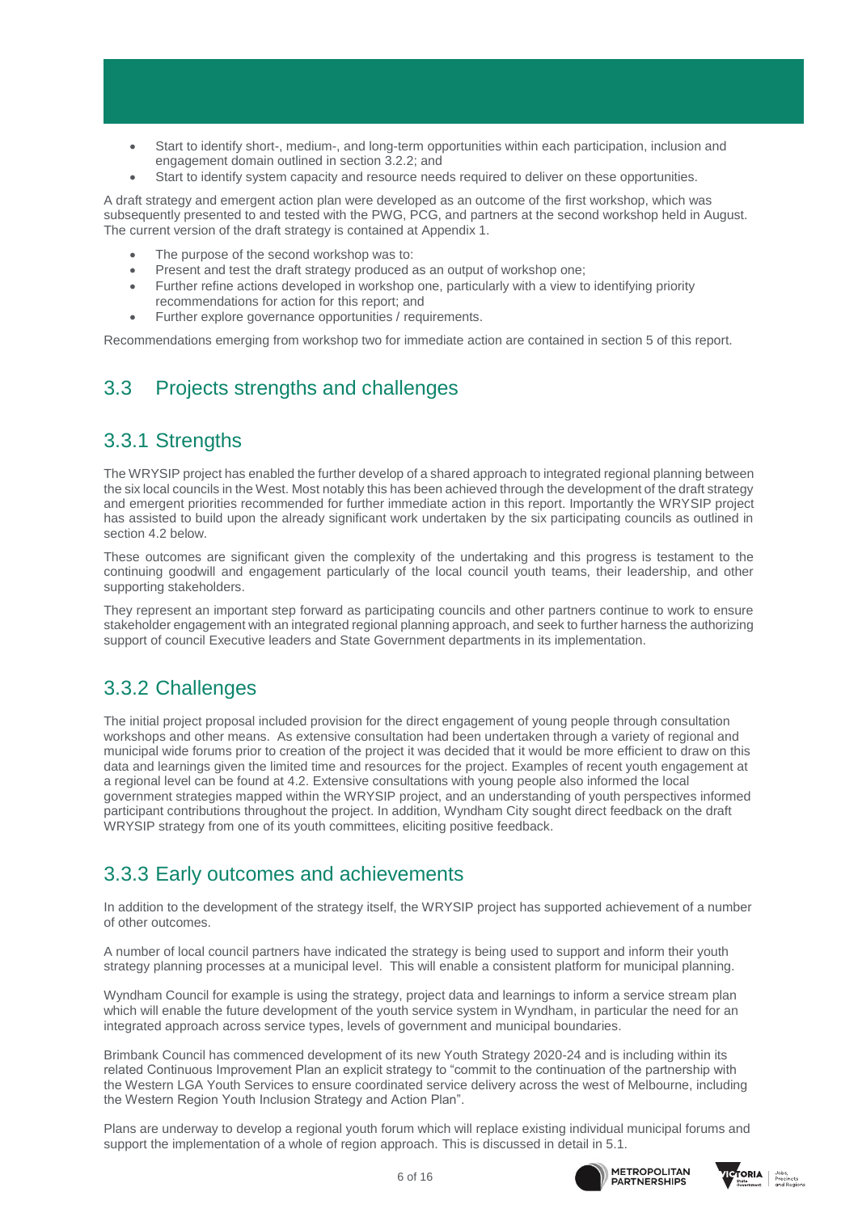- Start to identify short-, medium-, and long-term opportunities within each participation, inclusion and engagement domain outlined in section 3.2.2; and
- Start to identify system capacity and resource needs required to deliver on these opportunities.

A draft strategy and emergent action plan were developed as an outcome of the first workshop, which was subsequently presented to and tested with the PWG, PCG, and partners at the second workshop held in August. The current version of the draft strategy is contained at Appendix 1.

- The purpose of the second workshop was to:
- Present and test the draft strategy produced as an output of workshop one;
- Further refine actions developed in workshop one, particularly with a view to identifying priority recommendations for action for this report; and
- Further explore governance opportunities / requirements.

Recommendations emerging from workshop two for immediate action are contained in section 5 of this report.

## 3.3 Projects strengths and challenges

### 3.3.1 Strengths

The WRYSIP project has enabled the further develop of a shared approach to integrated regional planning between the six local councils in the West. Most notably this has been achieved through the development of the draft strategy and emergent priorities recommended for further immediate action in this report. Importantly the WRYSIP project has assisted to build upon the already significant work undertaken by the six participating councils as outlined in section 4.2 below.

These outcomes are significant given the complexity of the undertaking and this progress is testament to the continuing goodwill and engagement particularly of the local council youth teams, their leadership, and other supporting stakeholders.

They represent an important step forward as participating councils and other partners continue to work to ensure stakeholder engagement with an integrated regional planning approach, and seek to further harness the authorizing support of council Executive leaders and State Government departments in its implementation.

### 3.3.2 Challenges

The initial project proposal included provision for the direct engagement of young people through consultation workshops and other means. As extensive consultation had been undertaken through a variety of regional and municipal wide forums prior to creation of the project it was decided that it would be more efficient to draw on this data and learnings given the limited time and resources for the project. Examples of recent youth engagement at a regional level can be found at 4.2. Extensive consultations with young people also informed the local government strategies mapped within the WRYSIP project, and an understanding of youth perspectives informed participant contributions throughout the project. In addition, Wyndham City sought direct feedback on the draft WRYSIP strategy from one of its youth committees, eliciting positive feedback.

### 3.3.3 Early outcomes and achievements

In addition to the development of the strategy itself, the WRYSIP project has supported achievement of a number of other outcomes.

A number of local council partners have indicated the strategy is being used to support and inform their youth strategy planning processes at a municipal level. This will enable a consistent platform for municipal planning.

Wyndham Council for example is using the strategy, project data and learnings to inform a service stream plan which will enable the future development of the youth service system in Wyndham, in particular the need for an integrated approach across service types, levels of government and municipal boundaries.

Brimbank Council has commenced development of its new Youth Strategy 2020-24 and is including within its related Continuous Improvement Plan an explicit strategy to "commit to the continuation of the partnership with the Western LGA Youth Services to ensure coordinated service delivery across the west of Melbourne, including the Western Region Youth Inclusion Strategy and Action Plan".

Plans are underway to develop a regional youth forum which will replace existing individual municipal forums and support the implementation of a whole of region approach. This is discussed in detail in 5.1.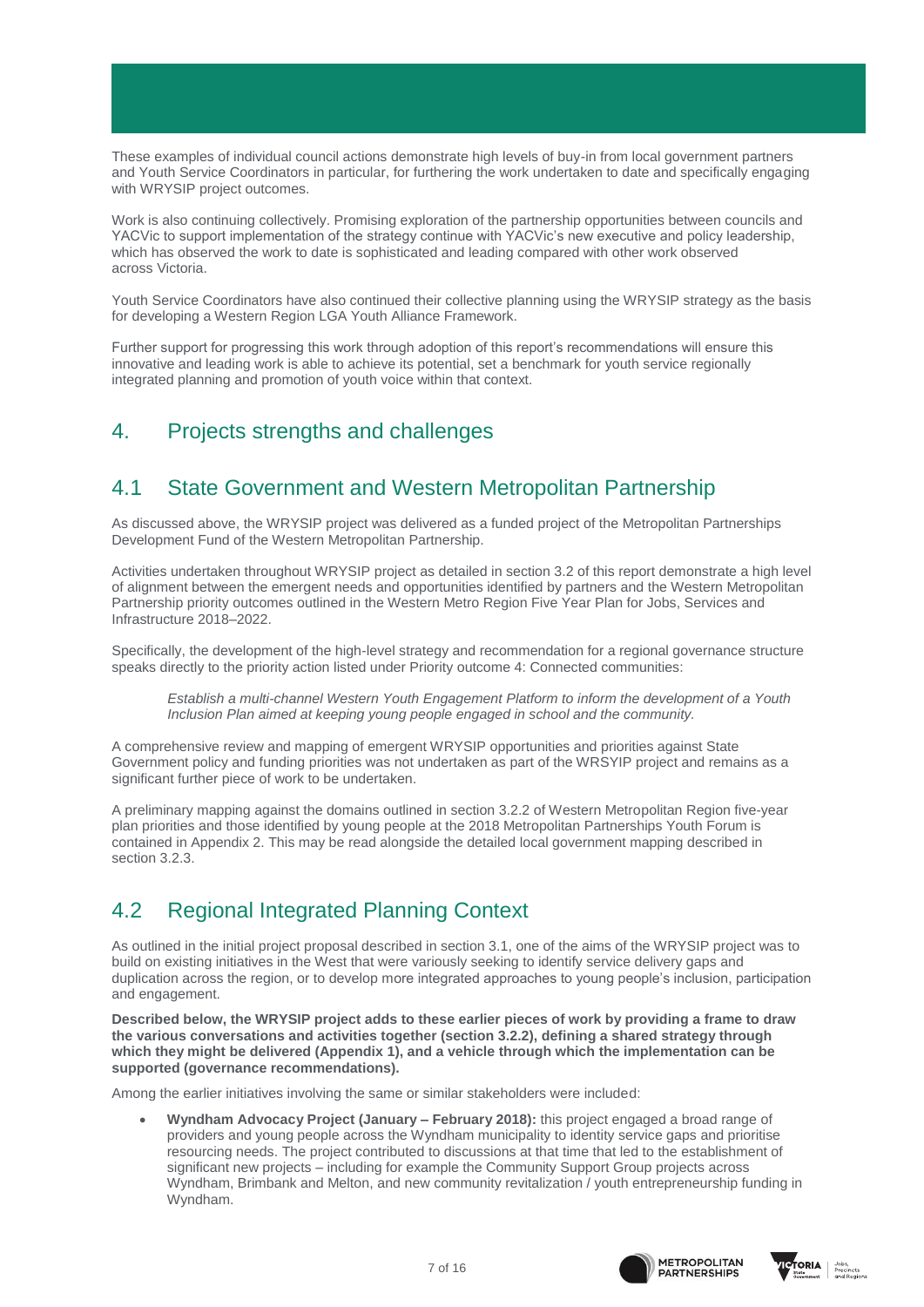These examples of individual council actions demonstrate high levels of buy-in from local government partners and Youth Service Coordinators in particular, for furthering the work undertaken to date and specifically engaging with WRYSIP project outcomes.

Work is also continuing collectively. Promising exploration of the partnership opportunities between councils and YACVic to support implementation of the strategy continue with YACVic's new executive and policy leadership, which has observed the work to date is sophisticated and leading compared with other work observed across Victoria.

Youth Service Coordinators have also continued their collective planning using the WRYSIP strategy as the basis for developing a Western Region LGA Youth Alliance Framework.

Further support for progressing this work through adoption of this report's recommendations will ensure this innovative and leading work is able to achieve its potential, set a benchmark for youth service regionally integrated planning and promotion of youth voice within that context.

# 4. Projects strengths and challenges

## 4.1 State Government and Western Metropolitan Partnership

As discussed above, the WRYSIP project was delivered as a funded project of the Metropolitan Partnerships Development Fund of the Western Metropolitan Partnership.

Activities undertaken throughout WRYSIP project as detailed in section 3.2 of this report demonstrate a high level of alignment between the emergent needs and opportunities identified by partners and the Western Metropolitan Partnership priority outcomes outlined in the Western Metro Region Five Year Plan for Jobs, Services and Infrastructure 2018–2022.

Specifically, the development of the high-level strategy and recommendation for a regional governance structure speaks directly to the priority action listed under Priority outcome 4: Connected communities:

> *Establish a multi-channel Western Youth Engagement Platform to inform the development of a Youth Inclusion Plan aimed at keeping young people engaged in school and the community.*

A comprehensive review and mapping of emergent WRYSIP opportunities and priorities against State Government policy and funding priorities was not undertaken as part of the WRSYIP project and remains as a significant further piece of work to be undertaken.

A preliminary mapping against the domains outlined in section 3.2.2 of Western Metropolitan Region five-year plan priorities and those identified by young people at the 2018 Metropolitan Partnerships Youth Forum is contained in Appendix 2. This may be read alongside the detailed local government mapping described in section 3.2.3.

## 4.2 Regional Integrated Planning Context

As outlined in the initial project proposal described in section 3.1, one of the aims of the WRYSIP project was to build on existing initiatives in the West that were variously seeking to identify service delivery gaps and duplication across the region, or to develop more integrated approaches to young people's inclusion, participation and engagement.

**Described below, the WRYSIP project adds to these earlier pieces of work by providing a frame to draw the various conversations and activities together (section 3.2.2), defining a shared strategy through which they might be delivered (Appendix 1), and a vehicle through which the implementation can be supported (governance recommendations).**

Among the earlier initiatives involving the same or similar stakeholders were included:

- **Wyndham Advocacy Project (January – February 2018):** this project engaged a broad range of providers and young people across the Wyndham municipality to identity service gaps and prioritise resourcing needs. The project contributed to discussions at that time that led to the establishment of significant new projects – including for example the Community Support Group projects across Wyndham, Brimbank and Melton, and new community revitalization / youth entrepreneurship funding in Wyndham.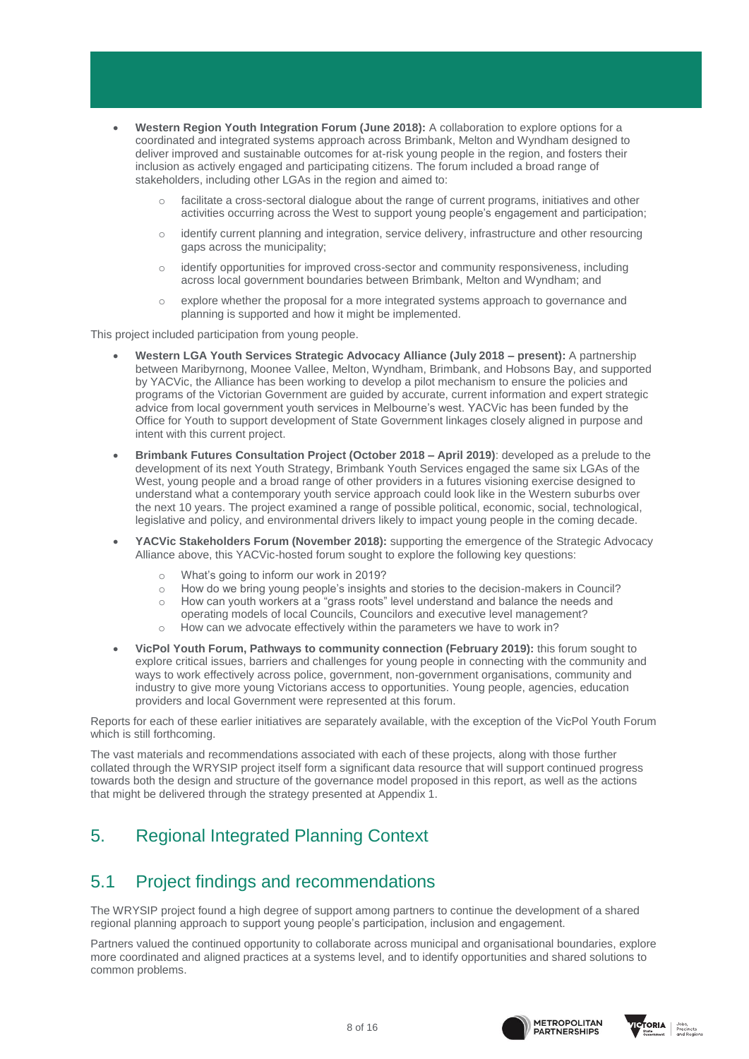- **Western Region Youth Integration Forum (June 2018):** A collaboration to explore options for a coordinated and integrated systems approach across Brimbank, Melton and Wyndham designed to deliver improved and sustainable outcomes for at-risk young people in the region, and fosters their inclusion as actively engaged and participating citizens. The forum included a broad range of stakeholders, including other LGAs in the region and aimed to:
  - facilitate a cross-sectoral dialogue about the range of current programs, initiatives and other activities occurring across the West to support young people's engagement and participation;
  - identify current planning and integration, service delivery, infrastructure and other resourcing gaps across the municipality;
  - identify opportunities for improved cross-sector and community responsiveness, including across local government boundaries between Brimbank, Melton and Wyndham; and
  - explore whether the proposal for a more integrated systems approach to governance and planning is supported and how it might be implemented.

This project included participation from young people.

- **Western LGA Youth Services Strategic Advocacy Alliance (July 2018 – present):** A partnership between Maribyrnong, Moonee Vallee, Melton, Wyndham, Brimbank, and Hobsons Bay, and supported by YACVic, the Alliance has been working to develop a pilot mechanism to ensure the policies and programs of the Victorian Government are guided by accurate, current information and expert strategic advice from local government youth services in Melbourne's west. YACVic has been funded by the Office for Youth to support development of State Government linkages closely aligned in purpose and intent with this current project.
- **Brimbank Futures Consultation Project (October 2018 – April 2019)**: developed as a prelude to the development of its next Youth Strategy, Brimbank Youth Services engaged the same six LGAs of the West, young people and a broad range of other providers in a futures visioning exercise designed to understand what a contemporary youth service approach could look like in the Western suburbs over the next 10 years. The project examined a range of possible political, economic, social, technological, legislative and policy, and environmental drivers likely to impact young people in the coming decade.
- **YACVic Stakeholders Forum (November 2018):** supporting the emergence of the Strategic Advocacy Alliance above, this YACVic-hosted forum sought to explore the following key questions:
  - What's going to inform our work in 2019?
  - How do we bring young people's insights and stories to the decision-makers in Council?
  - How can youth workers at a "grass roots" level understand and balance the needs and operating models of local Councils, Councilors and executive level management?
  - How can we advocate effectively within the parameters we have to work in?
- **VicPol Youth Forum, Pathways to community connection (February 2019):** this forum sought to explore critical issues, barriers and challenges for young people in connecting with the community and ways to work effectively across police, government, non-government organisations, community and industry to give more young Victorians access to opportunities. Young people, agencies, education providers and local Government were represented at this forum.

Reports for each of these earlier initiatives are separately available, with the exception of the VicPol Youth Forum which is still forthcoming.

The vast materials and recommendations associated with each of these projects, along with those further collated through the WRYSIP project itself form a significant data resource that will support continued progress towards both the design and structure of the governance model proposed in this report, as well as the actions that might be delivered through the strategy presented at Appendix 1.

# 5. Regional Integrated Planning Context

## 5.1 Project findings and recommendations

The WRYSIP project found a high degree of support among partners to continue the development of a shared regional planning approach to support young people's participation, inclusion and engagement.

Partners valued the continued opportunity to collaborate across municipal and organisational boundaries, explore more coordinated and aligned practices at a systems level, and to identify opportunities and shared solutions to common problems.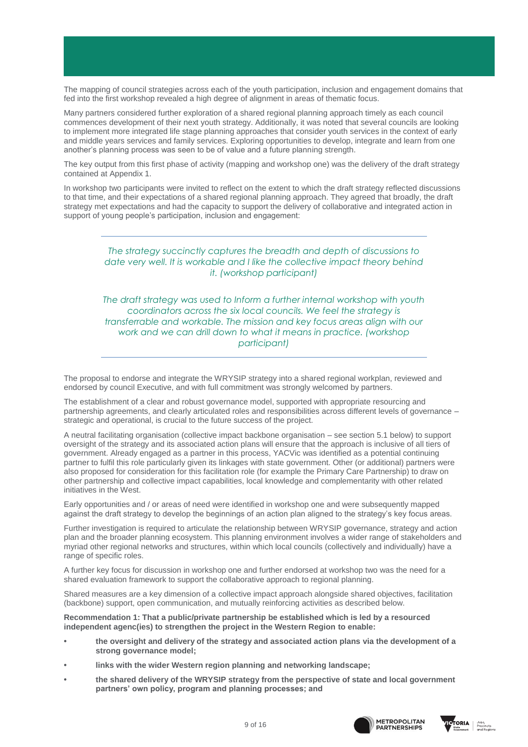The mapping of council strategies across each of the youth participation, inclusion and engagement domains that fed into the first workshop revealed a high degree of alignment in areas of thematic focus.

Many partners considered further exploration of a shared regional planning approach timely as each council commences development of their next youth strategy. Additionally, it was noted that several councils are looking to implement more integrated life stage planning approaches that consider youth services in the context of early and middle years services and family services. Exploring opportunities to develop, integrate and learn from one another's planning process was seen to be of value and a future planning strength.

The key output from this first phase of activity (mapping and workshop one) was the delivery of the draft strategy contained at Appendix 1.

In workshop two participants were invited to reflect on the extent to which the draft strategy reflected discussions to that time, and their expectations of a shared regional planning approach. They agreed that broadly, the draft strategy met expectations and had the capacity to support the delivery of collaborative and integrated action in support of young people's participation, inclusion and engagement:

> *The strategy succinctly captures the breadth and depth of discussions to date very well. It is workable and I like the collective impact theory behind it. (workshop participant)*
>
> *The draft strategy was used to Inform a further internal workshop with youth coordinators across the six local councils. We feel the strategy is transferrable and workable. The mission and key focus areas align with our work and we can drill down to what it means in practice. (workshop participant)*

The proposal to endorse and integrate the WRYSIP strategy into a shared regional workplan, reviewed and endorsed by council Executive, and with full commitment was strongly welcomed by partners.

The establishment of a clear and robust governance model, supported with appropriate resourcing and partnership agreements, and clearly articulated roles and responsibilities across different levels of governance – strategic and operational, is crucial to the future success of the project.

A neutral facilitating organisation (collective impact backbone organisation – see section 5.1 below) to support oversight of the strategy and its associated action plans will ensure that the approach is inclusive of all tiers of government. Already engaged as a partner in this process, YACVic was identified as a potential continuing partner to fulfil this role particularly given its linkages with state government. Other (or additional) partners were also proposed for consideration for this facilitation role (for example the Primary Care Partnership) to draw on other partnership and collective impact capabilities, local knowledge and complementarity with other related initiatives in the West.

Early opportunities and / or areas of need were identified in workshop one and were subsequently mapped against the draft strategy to develop the beginnings of an action plan aligned to the strategy's key focus areas.

Further investigation is required to articulate the relationship between WRYSIP governance, strategy and action plan and the broader planning ecosystem. This planning environment involves a wider range of stakeholders and myriad other regional networks and structures, within which local councils (collectively and individually) have a range of specific roles.

A further key focus for discussion in workshop one and further endorsed at workshop two was the need for a shared evaluation framework to support the collaborative approach to regional planning.

Shared measures are a key dimension of a collective impact approach alongside shared objectives, facilitation (backbone) support, open communication, and mutually reinforcing activities as described below.

**Recommendation 1: That a public/private partnership be established which is led by a resourced independent agenc(ies) to strengthen the project in the Western Region to enable:**

- **the oversight and delivery of the strategy and associated action plans via the development of a strong governance model;**
- **links with the wider Western region planning and networking landscape;**
- **the shared delivery of the WRYSIP strategy from the perspective of state and local government partners' own policy, program and planning processes; and**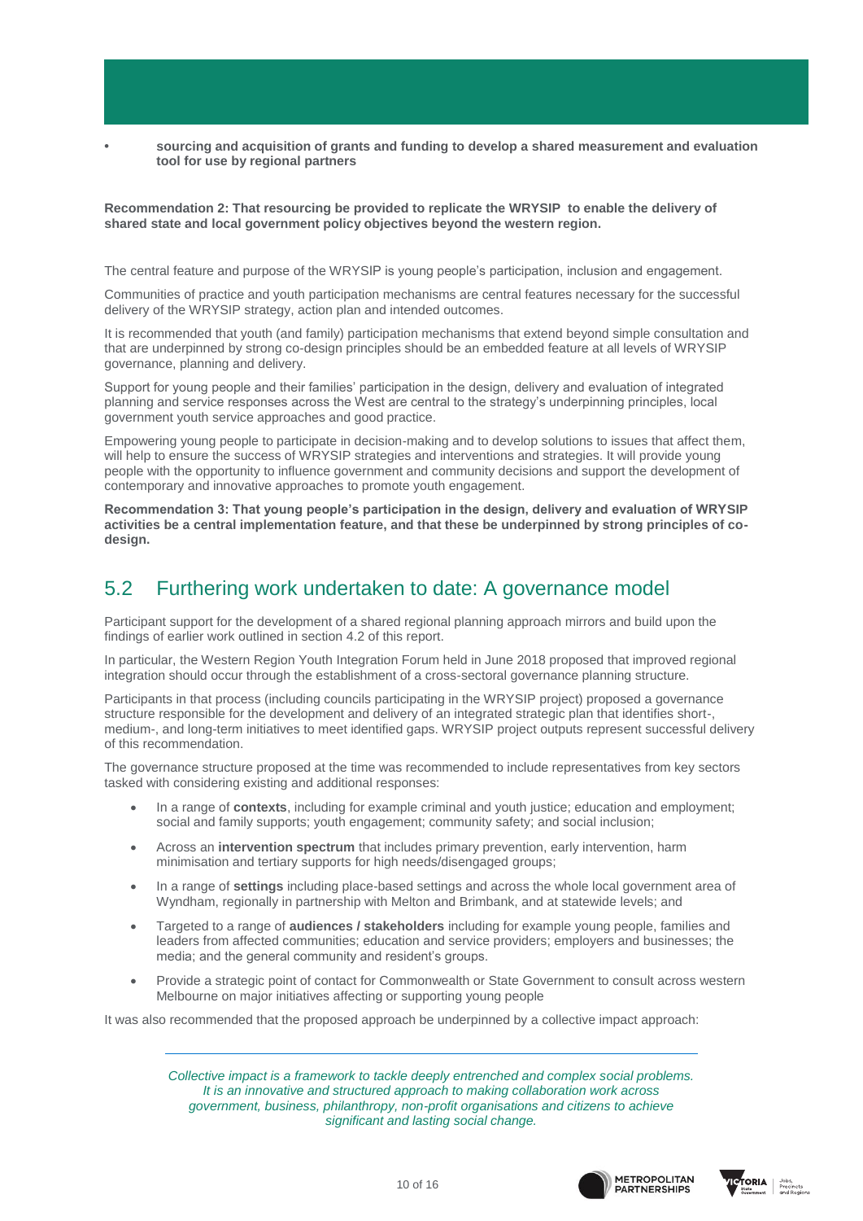- **sourcing and acquisition of grants and funding to develop a shared measurement and evaluation tool for use by regional partners**

**Recommendation 2: That resourcing be provided to replicate the WRYSIP to enable the delivery of shared state and local government policy objectives beyond the western region.**

The central feature and purpose of the WRYSIP is young people's participation, inclusion and engagement.

Communities of practice and youth participation mechanisms are central features necessary for the successful delivery of the WRYSIP strategy, action plan and intended outcomes.

It is recommended that youth (and family) participation mechanisms that extend beyond simple consultation and that are underpinned by strong co-design principles should be an embedded feature at all levels of WRYSIP governance, planning and delivery.

Support for young people and their families' participation in the design, delivery and evaluation of integrated planning and service responses across the West are central to the strategy's underpinning principles, local government youth service approaches and good practice.

Empowering young people to participate in decision-making and to develop solutions to issues that affect them, will help to ensure the success of WRYSIP strategies and interventions and strategies. It will provide young people with the opportunity to influence government and community decisions and support the development of contemporary and innovative approaches to promote youth engagement.

**Recommendation 3: That young people's participation in the design, delivery and evaluation of WRYSIP activities be a central implementation feature, and that these be underpinned by strong principles of co-design.**

## 5.2 Furthering work undertaken to date: A governance model

Participant support for the development of a shared regional planning approach mirrors and build upon the findings of earlier work outlined in section 4.2 of this report.

In particular, the Western Region Youth Integration Forum held in June 2018 proposed that improved regional integration should occur through the establishment of a cross-sectoral governance planning structure.

Participants in that process (including councils participating in the WRYSIP project) proposed a governance structure responsible for the development and delivery of an integrated strategic plan that identifies short-, medium-, and long-term initiatives to meet identified gaps. WRYSIP project outputs represent successful delivery of this recommendation.

The governance structure proposed at the time was recommended to include representatives from key sectors tasked with considering existing and additional responses:

- In a range of **contexts**, including for example criminal and youth justice; education and employment; social and family supports; youth engagement; community safety; and social inclusion;
- Across an **intervention spectrum** that includes primary prevention, early intervention, harm minimisation and tertiary supports for high needs/disengaged groups;
- In a range of **settings** including place-based settings and across the whole local government area of Wyndham, regionally in partnership with Melton and Brimbank, and at statewide levels; and
- Targeted to a range of **audiences / stakeholders** including for example young people, families and leaders from affected communities; education and service providers; employers and businesses; the media; and the general community and resident's groups.
- Provide a strategic point of contact for Commonwealth or State Government to consult across western Melbourne on major initiatives affecting or supporting young people

It was also recommended that the proposed approach be underpinned by a collective impact approach:

> *Collective impact is a framework to tackle deeply entrenched and complex social problems. It is an innovative and structured approach to making collaboration work across government, business, philanthropy, non-profit organisations and citizens to achieve significant and lasting social change.*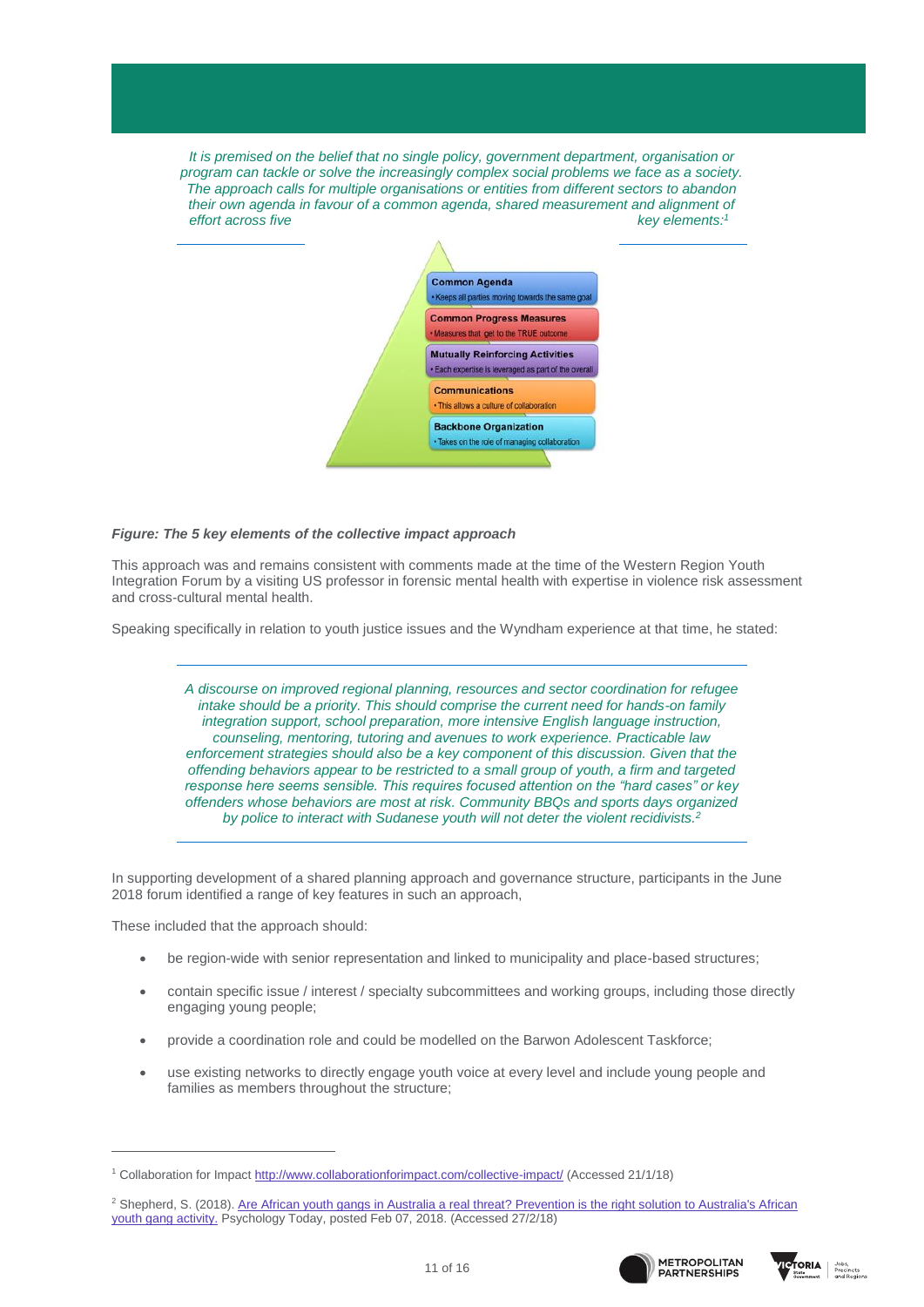*It is premised on the belief that no single policy, government department, organisation or program can tackle or solve the increasingly complex social problems we face as a society. The approach calls for multiple organisations or entities from different sectors to abandon their own agenda in favour of a common agenda, shared measurement and alignment of effort across five key elements:*[1]

- **Common Agenda**
  - Keeps all parties moving towards the same goal
- **Common Progress Measures**
  - Measures that get to the TRUE outcome
- **Mutually Reinforcing Activities**
  - Each expertise is leveraged as part of the overall
- **Communications**
  - This allows a culture of collaboration
- **Backbone Organization**
  - Takes on the role of managing collaboration

***Figure: The 5 key elements of the collective impact approach***

This approach was and remains consistent with comments made at the time of the Western Region Youth Integration Forum by a visiting US professor in forensic mental health with expertise in violence risk assessment and cross-cultural mental health.

Speaking specifically in relation to youth justice issues and the Wyndham experience at that time, he stated:

> *A discourse on improved regional planning, resources and sector coordination for refugee intake should be a priority. This should comprise the current need for hands-on family integration support, school preparation, more intensive English language instruction, counseling, mentoring, tutoring and avenues to work experience. Practicable law enforcement strategies should also be a key component of this discussion. Given that the offending behaviors appear to be restricted to a small group of youth, a firm and targeted response here seems sensible. This requires focused attention on the "hard cases" or key offenders whose behaviors are most at risk. Community BBQs and sports days organized by police to interact with Sudanese youth will not deter the violent recidivists.*[2]

In supporting development of a shared planning approach and governance structure, participants in the June 2018 forum identified a range of key features in such an approach,

These included that the approach should:

- be region-wide with senior representation and linked to municipality and place-based structures;
- contain specific issue / interest / specialty subcommittees and working groups, including those directly engaging young people;
- provide a coordination role and could be modelled on the Barwon Adolescent Taskforce;
- use existing networks to directly engage youth voice at every level and include young people and families as members throughout the structure;

---

[1] Collaboration for Impact http://www.collaborationforimpact.com/collective-impact/ (Accessed 21/1/18)

[2] Shepherd, S. (2018). Are African youth gangs in Australia a real threat? Prevention is the right solution to Australia's African youth gang activity. Psychology Today, posted Feb 07, 2018. (Accessed 27/2/18)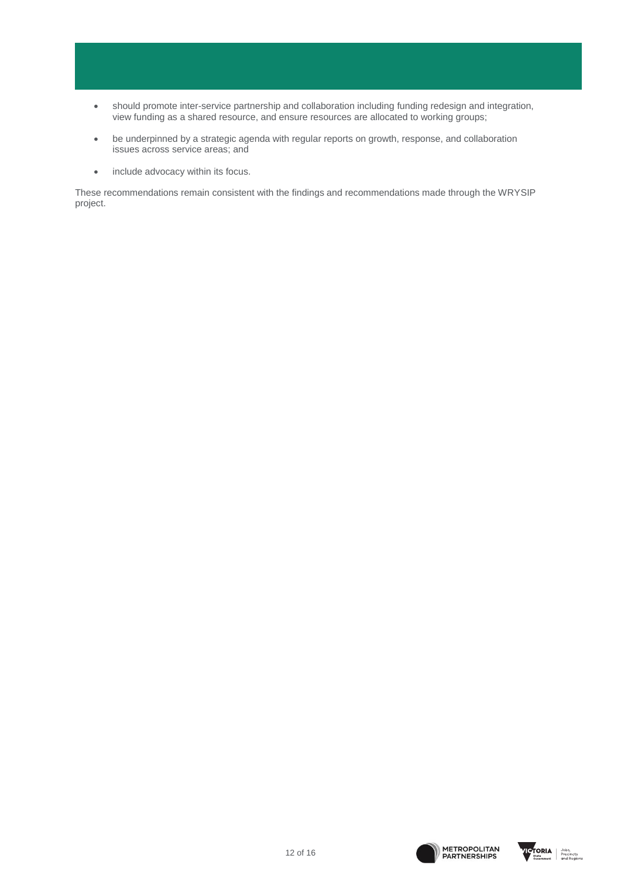- should promote inter-service partnership and collaboration including funding redesign and integration, view funding as a shared resource, and ensure resources are allocated to working groups;
- be underpinned by a strategic agenda with regular reports on growth, response, and collaboration issues across service areas; and
- include advocacy within its focus.

These recommendations remain consistent with the findings and recommendations made through the WRYSIP project.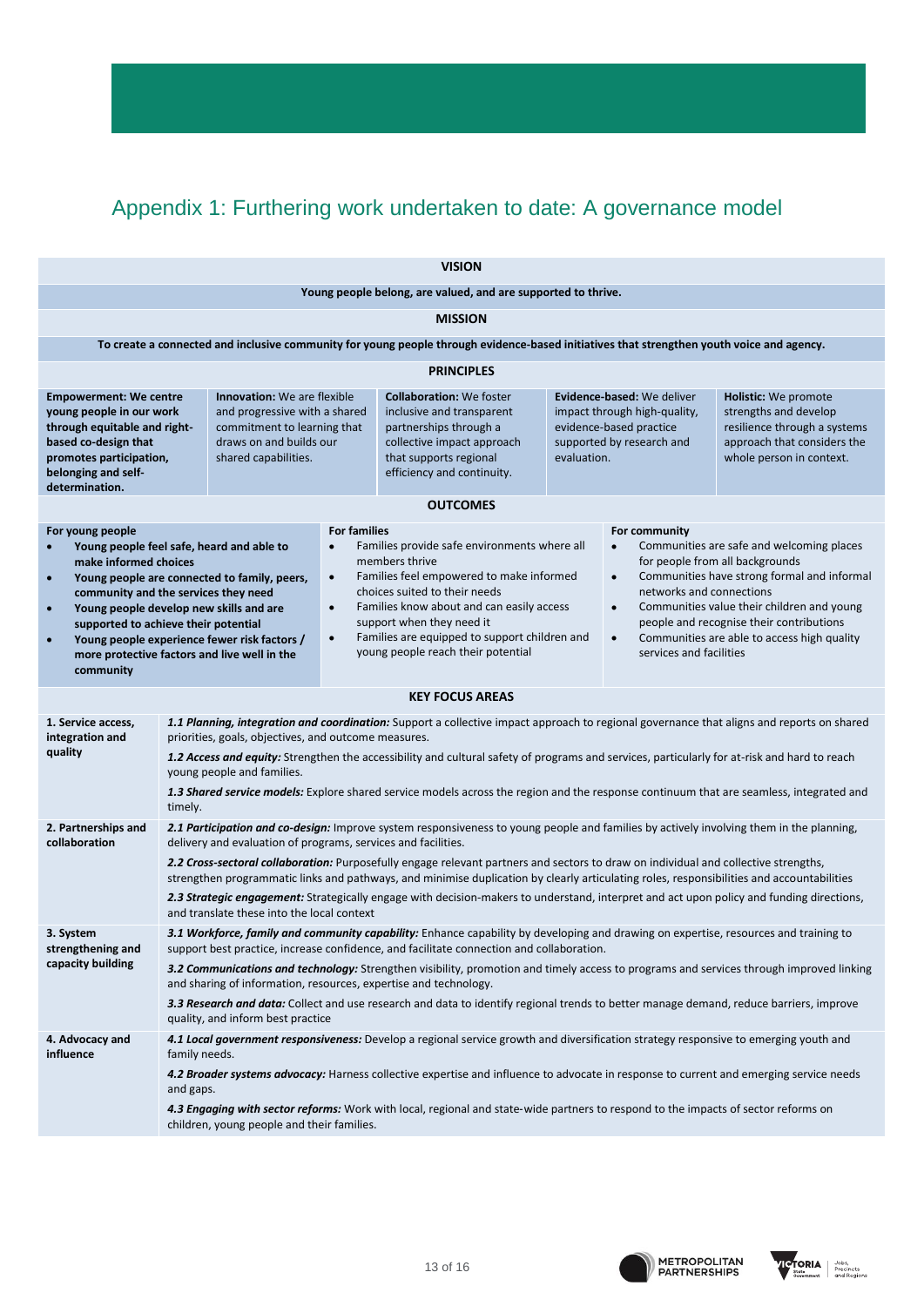## Appendix 1: Furthering work undertaken to date: A governance model

**VISION**

**Young people belong, are valued, and are supported to thrive.**

**MISSION**

**To create a connected and inclusive community for young people through evidence-based initiatives that strengthen youth voice and agency.**

**PRINCIPLES**

| **Empowerment: We centre young people in our work through equitable and right-based co-design that promotes participation, belonging and self-determination.** | **Innovation:** We are flexible and progressive with a shared commitment to learning that draws on and builds our shared capabilities. | **Collaboration:** We foster inclusive and transparent partnerships through a collective impact approach that supports regional efficiency and continuity. | **Evidence-based:** We deliver impact through high-quality, evidence-based practice supported by research and evaluation. | **Holistic:** We promote strengths and develop resilience through a systems approach that considers the whole person in context. |
|---|---|---|---|---|

**OUTCOMES**

| For young people | For families | For community |
|---|---|---|
| • **Young people feel safe, heard and able to make informed choices**<br>• **Young people are connected to family, peers, community and the services they need**<br>• **Young people develop new skills and are supported to achieve their potential**<br>• **Young people experience fewer risk factors / more protective factors and live well in the community** | • Families provide safe environments where all members thrive<br>• Families feel empowered to make informed choices suited to their needs<br>• Families know about and can easily access support when they need it<br>• Families are equipped to support children and young people reach their potential | • Communities are safe and welcoming places for people from all backgrounds<br>• Communities have strong formal and informal networks and connections<br>• Communities value their children and young people and recognise their contributions<br>• Communities are able to access high quality services and facilities |

**KEY FOCUS AREAS**

| | |
|---|---|
| **1. Service access, integration and quality** | ***1.1 Planning, integration and coordination:*** Support a collective impact approach to regional governance that aligns and reports on shared priorities, goals, objectives, and outcome measures.<br>***1.2 Access and equity:*** Strengthen the accessibility and cultural safety of programs and services, particularly for at-risk and hard to reach young people and families.<br>***1.3 Shared service models:*** Explore shared service models across the region and the response continuum that are seamless, integrated and timely. |
| **2. Partnerships and collaboration** | ***2.1 Participation and co-design:*** Improve system responsiveness to young people and families by actively involving them in the planning, delivery and evaluation of programs, services and facilities.<br>***2.2 Cross-sectoral collaboration:*** Purposefully engage relevant partners and sectors to draw on individual and collective strengths, strengthen programmatic links and pathways, and minimise duplication by clearly articulating roles, responsibilities and accountabilities<br>***2.3 Strategic engagement:*** Strategically engage with decision-makers to understand, interpret and act upon policy and funding directions, and translate these into the local context |
| **3. System strengthening and capacity building** | ***3.1 Workforce, family and community capability:*** Enhance capability by developing and drawing on expertise, resources and training to support best practice, increase confidence, and facilitate connection and collaboration.<br>***3.2 Communications and technology:*** Strengthen visibility, promotion and timely access to programs and services through improved linking and sharing of information, resources, expertise and technology.<br>***3.3 Research and data:*** Collect and use research and data to identify regional trends to better manage demand, reduce barriers, improve quality, and inform best practice |
| **4. Advocacy and influence** | ***4.1 Local government responsiveness:*** Develop a regional service growth and diversification strategy responsive to emerging youth and family needs.<br>***4.2 Broader systems advocacy:*** Harness collective expertise and influence to advocate in response to current and emerging service needs and gaps.<br>***4.3 Engaging with sector reforms:*** Work with local, regional and state-wide partners to respond to the impacts of sector reforms on children, young people and their families. |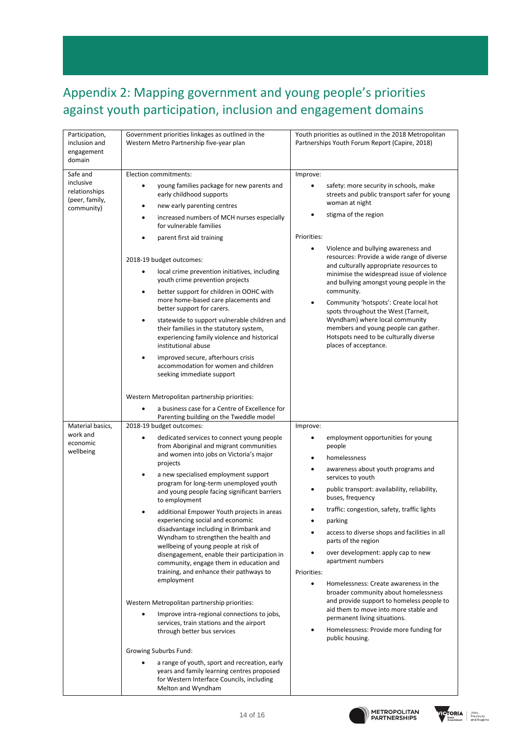# Appendix 2: Mapping government and young people's priorities against youth participation, inclusion and engagement domains

| Participation, inclusion and engagement domain | Government priorities linkages as outlined in the Western Metro Partnership five-year plan | Youth priorities as outlined in the 2018 Metropolitan Partnerships Youth Forum Report (Capire, 2018) |
|---|---|---|
| Safe and inclusive relationships (peer, family, community) | Election commitments:<br>• young families package for new parents and early childhood supports<br>• new early parenting centres<br>• increased numbers of MCH nurses especially for vulnerable families<br>• parent first aid training<br><br>2018-19 budget outcomes:<br>• local crime prevention initiatives, including youth crime prevention projects<br>• better support for children in OOHC with more home-based care placements and better support for carers.<br>• statewide to support vulnerable children and their families in the statutory system, experiencing family violence and historical institutional abuse<br>• improved secure, afterhours crisis accommodation for women and children seeking immediate support<br><br>Western Metropolitan partnership priorities:<br>• a business case for a Centre of Excellence for Parenting building on the Tweddle model | Improve:<br>• safety: more security in schools, make streets and public transport safer for young woman at night<br>• stigma of the region<br><br>Priorities:<br>• Violence and bullying awareness and resources: Provide a wide range of diverse and culturally appropriate resources to minimise the widespread issue of violence and bullying amongst young people in the community.<br>• Community 'hotspots': Create local hot spots throughout the West (Tarneit, Wyndham) where local community members and young people can gather. Hotspots need to be culturally diverse places of acceptance. |
| Material basics, work and economic wellbeing | 2018-19 budget outcomes:<br>• dedicated services to connect young people from Aboriginal and migrant communities and women into jobs on Victoria's major projects<br>• a new specialised employment support program for long-term unemployed youth and young people facing significant barriers to employment<br>• additional Empower Youth projects in areas experiencing social and economic disadvantage including in Brimbank and Wyndham to strengthen the health and wellbeing of young people at risk of disengagement, enable their participation in community, engage them in education and training, and enhance their pathways to employment<br><br>Western Metropolitan partnership priorities:<br>• Improve intra-regional connections to jobs, services, train stations and the airport through better bus services<br><br>Growing Suburbs Fund:<br>• a range of youth, sport and recreation, early years and family learning centres proposed for Western Interface Councils, including Melton and Wyndham | Improve:<br>• employment opportunities for young people<br>• homelessness<br>• awareness about youth programs and services to youth<br>• public transport: availability, reliability, buses, frequency<br>• traffic: congestion, safety, traffic lights<br>• parking<br>• access to diverse shops and facilities in all parts of the region<br>• over development: apply cap to new apartment numbers<br><br>Priorities:<br>• Homelessness: Create awareness in the broader community about homelessness and provide support to homeless people to aid them to move into more stable and permanent living situations.<br>• Homelessness: Provide more funding for public housing. |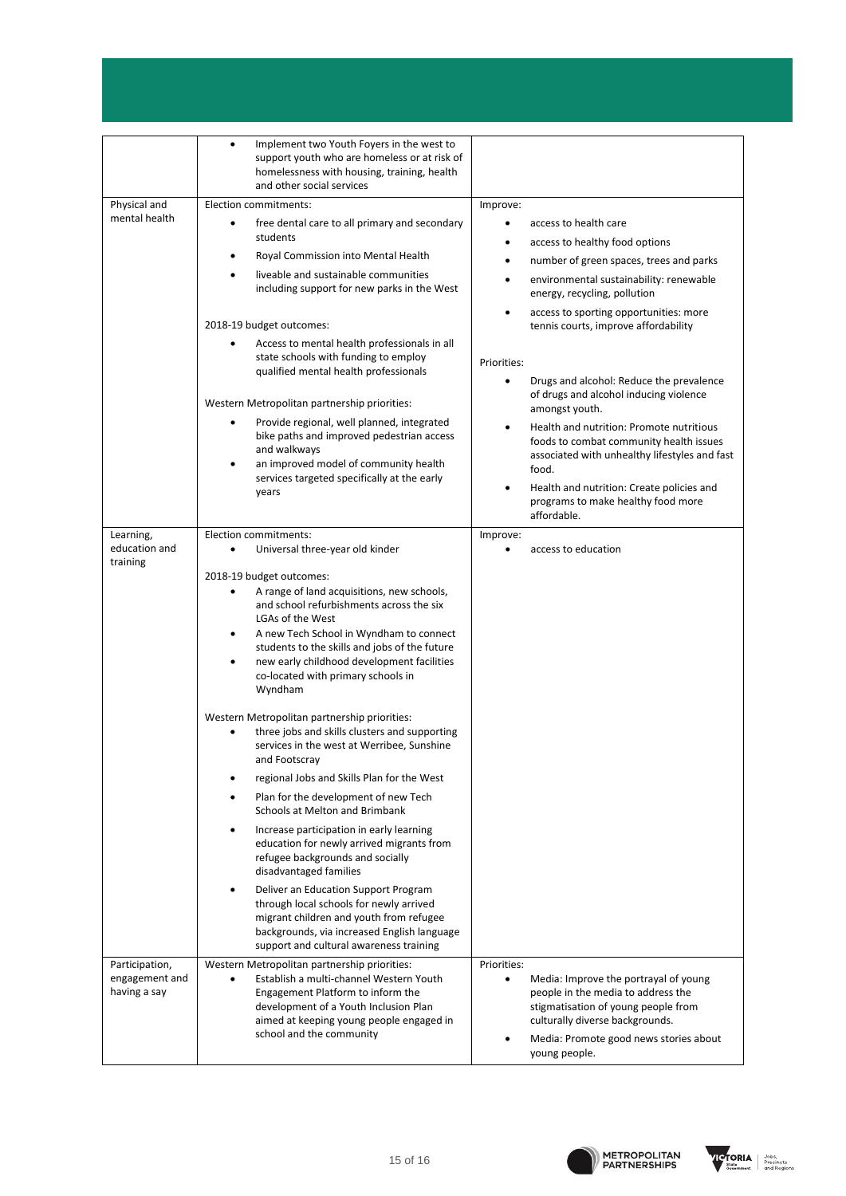| | | |
|---|---|---|
| | • Implement two Youth Foyers in the west to support youth who are homeless or at risk of homelessness with housing, training, health and other social services | |
| Physical and mental health | Election commitments:<br>• free dental care to all primary and secondary students<br>• Royal Commission into Mental Health<br>• liveable and sustainable communities including support for new parks in the West<br><br>2018-19 budget outcomes:<br>• Access to mental health professionals in all state schools with funding to employ qualified mental health professionals<br><br>Western Metropolitan partnership priorities:<br>• Provide regional, well planned, integrated bike paths and improved pedestrian access and walkways<br>• an improved model of community health services targeted specifically at the early years | Improve:<br>• access to health care<br>• access to healthy food options<br>• number of green spaces, trees and parks<br>• environmental sustainability: renewable energy, recycling, pollution<br>• access to sporting opportunities: more tennis courts, improve affordability<br><br>Priorities:<br>• Drugs and alcohol: Reduce the prevalence of drugs and alcohol inducing violence amongst youth.<br>• Health and nutrition: Promote nutritious foods to combat community health issues associated with unhealthy lifestyles and fast food.<br>• Health and nutrition: Create policies and programs to make healthy food more affordable. |
| Learning, education and training | Election commitments:<br>• Universal three-year old kinder<br><br>2018-19 budget outcomes:<br>• A range of land acquisitions, new schools, and school refurbishments across the six LGAs of the West<br>• A new Tech School in Wyndham to connect students to the skills and jobs of the future<br>• new early childhood development facilities co-located with primary schools in Wyndham<br><br>Western Metropolitan partnership priorities:<br>• three jobs and skills clusters and supporting services in the west at Werribee, Sunshine and Footscray<br>• regional Jobs and Skills Plan for the West<br>• Plan for the development of new Tech Schools at Melton and Brimbank<br>• Increase participation in early learning education for newly arrived migrants from refugee backgrounds and socially disadvantaged families<br>• Deliver an Education Support Program through local schools for newly arrived migrant children and youth from refugee backgrounds, via increased English language support and cultural awareness training | Improve:<br>• access to education |
| Participation, engagement and having a say | Western Metropolitan partnership priorities:<br>• Establish a multi-channel Western Youth Engagement Platform to inform the development of a Youth Inclusion Plan aimed at keeping young people engaged in school and the community | Priorities:<br>• Media: Improve the portrayal of young people in the media to address the stigmatisation of young people from culturally diverse backgrounds.<br>• Media: Promote good news stories about young people. |